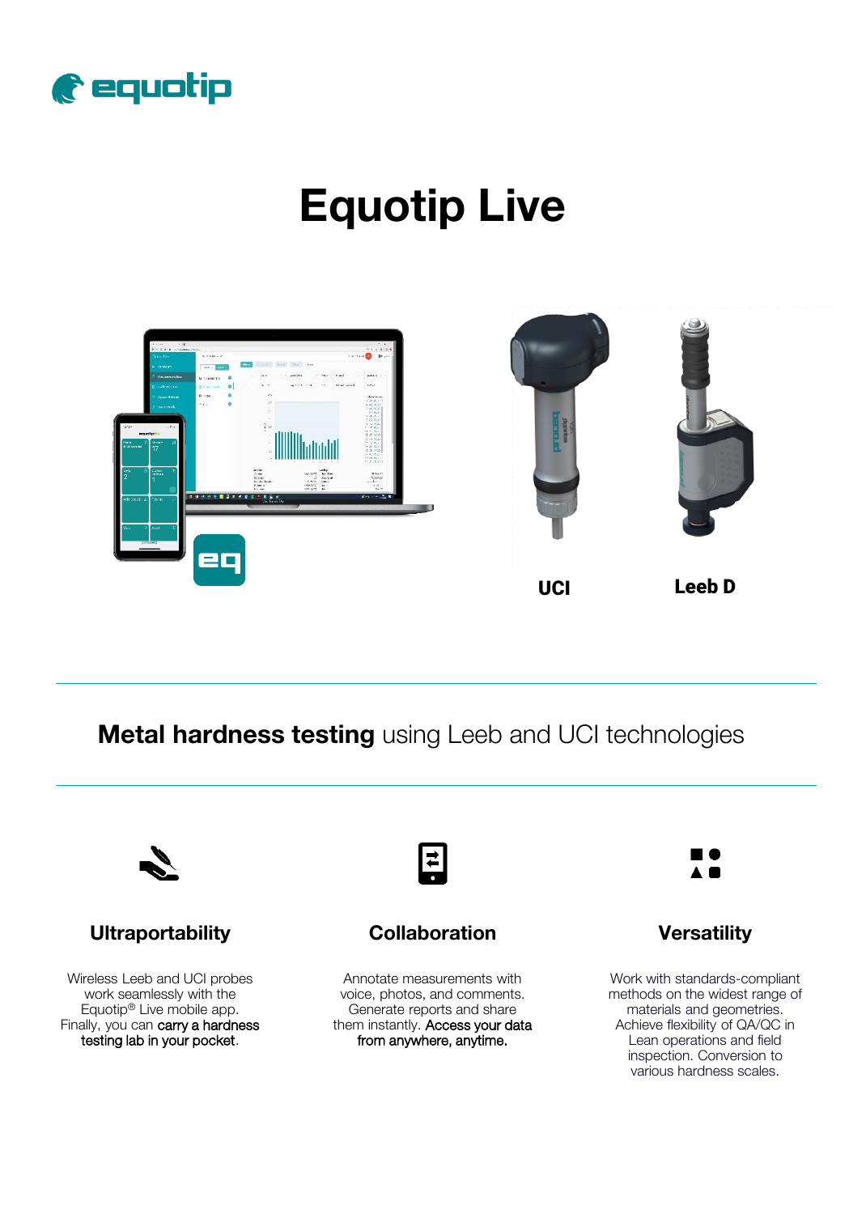# Equotip Live

UCI

Leeb D

## **Metal hardness testing** using Leeb and UCI technologies

### Ultraportability

Wireless Leeb and UCI probes work seamlessly with the Equotip® Live mobile app. Finally, you can carry a hardness testing lab in your pocket.

### Collaboration

Annotate measurements with voice, photos, and comments. Generate reports and share them instantly. Access your data from anywhere, anytime.

### Versatility

Work with standards-compliant methods on the widest range of materials and geometries. Achieve flexibility of QA/QC in Lean operations and field inspection. Conversion to various hardness scales.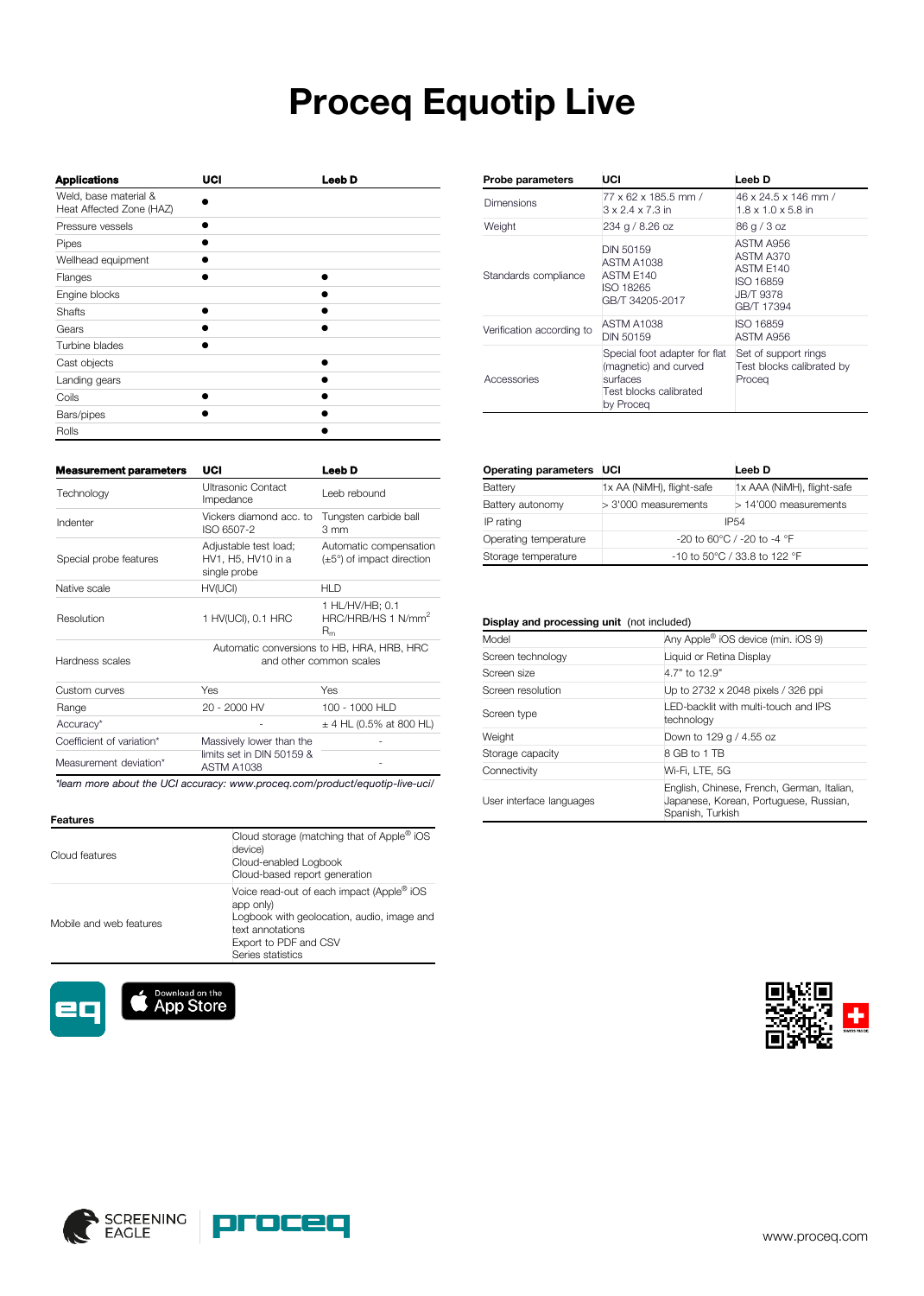# Proceq Equotip Live

| Applications | UCI | Leeb D |
|---|---|---|
| Weld, base material & Heat Affected Zone (HAZ) | ● | |
| Pressure vessels | ● | |
| Pipes | ● | |
| Wellhead equipment | ● | |
| Flanges | ● | ● |
| Engine blocks | | ● |
| Shafts | ● | ● |
| Gears | ● | ● |
| Turbine blades | ● | |
| Cast objects | | ● |
| Landing gears | | ● |
| Coils | ● | ● |
| Bars/pipes | ● | ● |
| Rolls | | ● |

| Probe parameters | UCI | Leeb D |
|---|---|---|
| Dimensions | 77 x 62 x 185.5 mm / 3 x 2.4 x 7.3 in | 46 x 24.5 x 146 mm / 1.8 x 1.0 x 5.8 in |
| Weight | 234 g / 8.26 oz | 86 g / 3 oz |
| Standards compliance | DIN 50159<br>ASTM A1038<br>ASTM E140<br>ISO 18265<br>GB/T 34205-2017 | ASTM A956<br>ASTM A370<br>ASTM E140<br>ISO 16859<br>JB/T 9378<br>GB/T 17394 |
| Verification according to | ASTM A1038<br>DIN 50159 | ISO 16859<br>ASTM A956 |
| Accessories | Special foot adapter for flat (magnetic) and curved surfaces<br>Test blocks calibrated by Proceq | Set of support rings<br>Test blocks calibrated by Proceq |

| Measurement parameters | UCI | Leeb D |
|---|---|---|
| Technology | Ultrasonic Contact Impedance | Leeb rebound |
| Indenter | Vickers diamond acc. to ISO 6507-2 | Tungsten carbide ball 3 mm |
| Special probe features | Adjustable test load; HV1, H5, HV10 in a single probe | Automatic compensation (±5°) of impact direction |
| Native scale | HV(UCI) | HLD |
| Resolution | 1 HV(UCI), 0.1 HRC | 1 HL/HV/HB; 0.1 HRC/HRB/HS 1 N/mm² $R_m$ |
| Hardness scales | Automatic conversions to HB, HRA, HRB, HRC and other common scales | |
| Custom curves | Yes | Yes |
| Range | 20 - 2000 HV | 100 - 1000 HLD |
| Accuracy* | - | ± 4 HL (0.5% at 800 HL) |
| Coefficient of variation* | Massively lower than the limits set in DIN 50159 & ASTM A1038 | - |
| Measurement deviation* | | - |

*\*learn more about the UCI accuracy: www.proceq.com/product/equotip-live-uci/*

| Operating parameters | UCI | Leeb D |
|---|---|---|
| Battery | 1x AA (NiMH), flight-safe | 1x AAA (NiMH), flight-safe |
| Battery autonomy | > 3'000 measurements | > 14'000 measurements |
| IP rating | IP54 | |
| Operating temperature | -20 to 60°C / -20 to -4 °F | |
| Storage temperature | -10 to 50°C / 33.8 to 122 °F | |

| Display and processing unit (not included) | |
|---|---|
| Model | Any Apple® iOS device (min. iOS 9) |
| Screen technology | Liquid or Retina Display |
| Screen size | 4.7" to 12.9" |
| Screen resolution | Up to 2732 x 2048 pixels / 326 ppi |
| Screen type | LED-backlit with multi-touch and IPS technology |
| Weight | Down to 129 g / 4.55 oz |
| Storage capacity | 8 GB to 1 TB |
| Connectivity | Wi-Fi, LTE, 5G |
| User interface languages | English, Chinese, French, German, Italian, Japanese, Korean, Portuguese, Russian, Spanish, Turkish |

| Features | |
|---|---|
| Cloud features | Cloud storage (matching that of Apple® iOS device)<br>Cloud-enabled Logbook<br>Cloud-based report generation |
| Mobile and web features | Voice read-out of each impact (Apple® iOS app only)<br>Logbook with geolocation, audio, image and text annotations<br>Export to PDF and CSV<br>Series statistics |

Download on the App Store

www.proceq.com